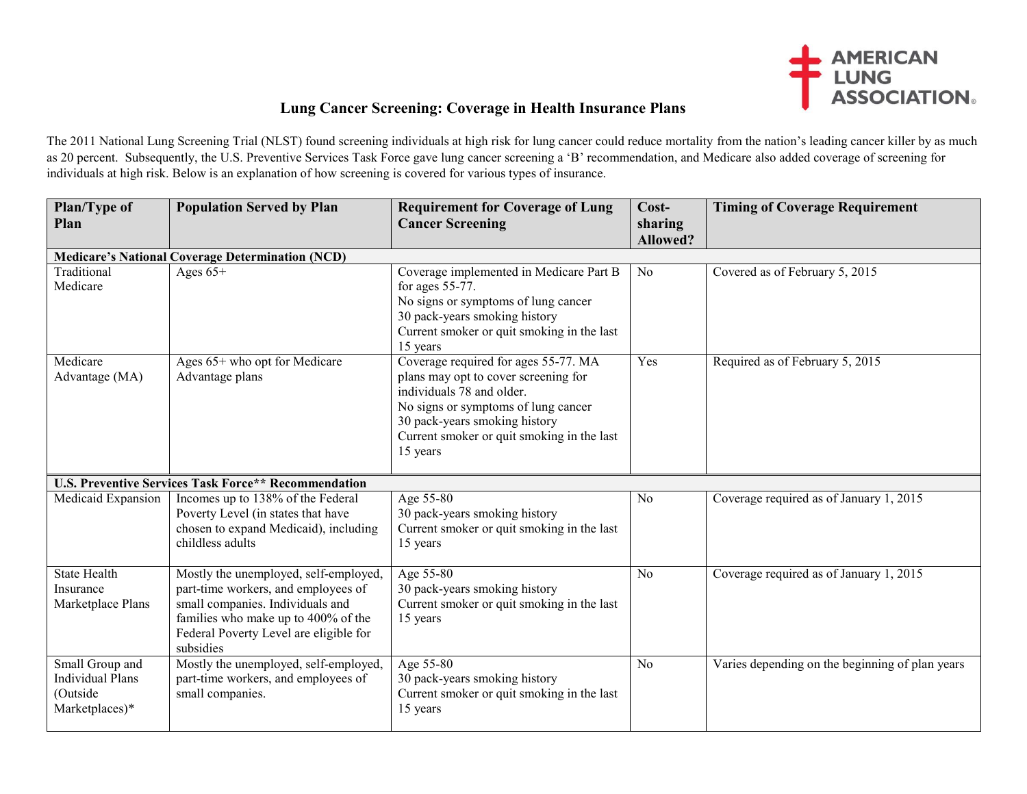# Lung Cancer Screening: Coverage in Health Insurance Plans

The 2011 National Lung Screening Trial (NLST) found screening individuals at high risk for lung cancer could reduce mortality from the nation's leading cancer killer by as much as 20 percent. Subsequently, the U.S. Preventive Services Task Force gave lung cancer screening a 'B' recommendation, and Medicare also added coverage of screening for individuals at high risk. Below is an explanation of how screening is covered for various types of insurance.

| Plan/Type of Plan | Population Served by Plan | Requirement for Coverage of Lung Cancer Screening | Cost-sharing Allowed? | Timing of Coverage Requirement |
|---|---|---|---|---|
| **Medicare's National Coverage Determination (NCD)** | | | | |
| Traditional Medicare | Ages 65+ | Coverage implemented in Medicare Part B for ages 55-77.<br>No signs or symptoms of lung cancer<br>30 pack-years smoking history<br>Current smoker or quit smoking in the last 15 years | No | Covered as of February 5, 2015 |
| Medicare Advantage (MA) | Ages 65+ who opt for Medicare Advantage plans | Coverage required for ages 55-77. MA plans may opt to cover screening for individuals 78 and older.<br>No signs or symptoms of lung cancer<br>30 pack-years smoking history<br>Current smoker or quit smoking in the last 15 years | Yes | Required as of February 5, 2015 |
| **U.S. Preventive Services Task Force\*\* Recommendation** | | | | |
| Medicaid Expansion | Incomes up to 138% of the Federal Poverty Level (in states that have chosen to expand Medicaid), including childless adults | Age 55-80<br>30 pack-years smoking history<br>Current smoker or quit smoking in the last 15 years | No | Coverage required as of January 1, 2015 |
| State Health Insurance Marketplace Plans | Mostly the unemployed, self-employed, part-time workers, and employees of small companies. Individuals and families who make up to 400% of the Federal Poverty Level are eligible for subsidies | Age 55-80<br>30 pack-years smoking history<br>Current smoker or quit smoking in the last 15 years | No | Coverage required as of January 1, 2015 |
| Small Group and Individual Plans (Outside Marketplaces)* | Mostly the unemployed, self-employed, part-time workers, and employees of small companies. | Age 55-80<br>30 pack-years smoking history<br>Current smoker or quit smoking in the last 15 years | No | Varies depending on the beginning of plan years |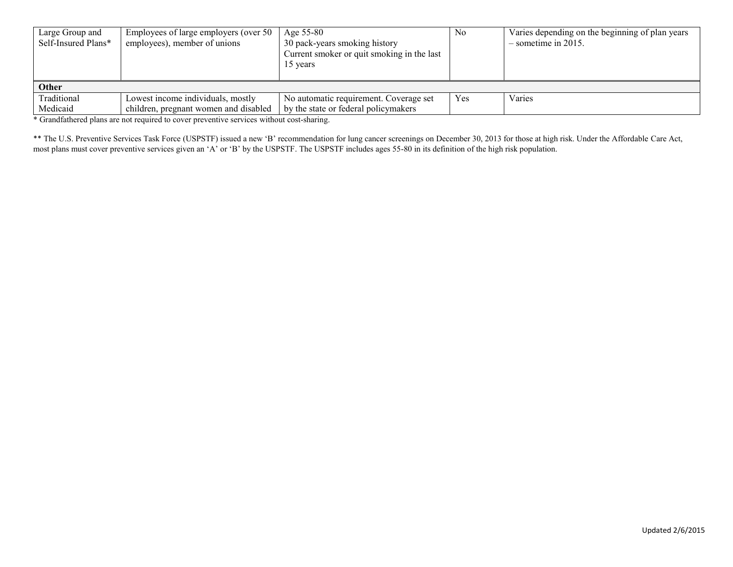| | | | | |
|---|---|---|---|---|
| Large Group and Self-Insured Plans* | Employees of large employers (over 50 employees), member of unions | Age 55-80<br>30 pack-years smoking history<br>Current smoker or quit smoking in the last 15 years | No | Varies depending on the beginning of plan years – sometime in 2015. |
| **Other** | | | | |
| Traditional Medicaid | Lowest income individuals, mostly children, pregnant women and disabled | No automatic requirement. Coverage set by the state or federal policymakers | Yes | Varies |

\* Grandfathered plans are not required to cover preventive services without cost-sharing.

** The U.S. Preventive Services Task Force (USPSTF) issued a new 'B' recommendation for lung cancer screenings on December 30, 2013 for those at high risk. Under the Affordable Care Act, most plans must cover preventive services given an 'A' or 'B' by the USPSTF. The USPSTF includes ages 55-80 in its definition of the high risk population.

Updated 2/6/2015